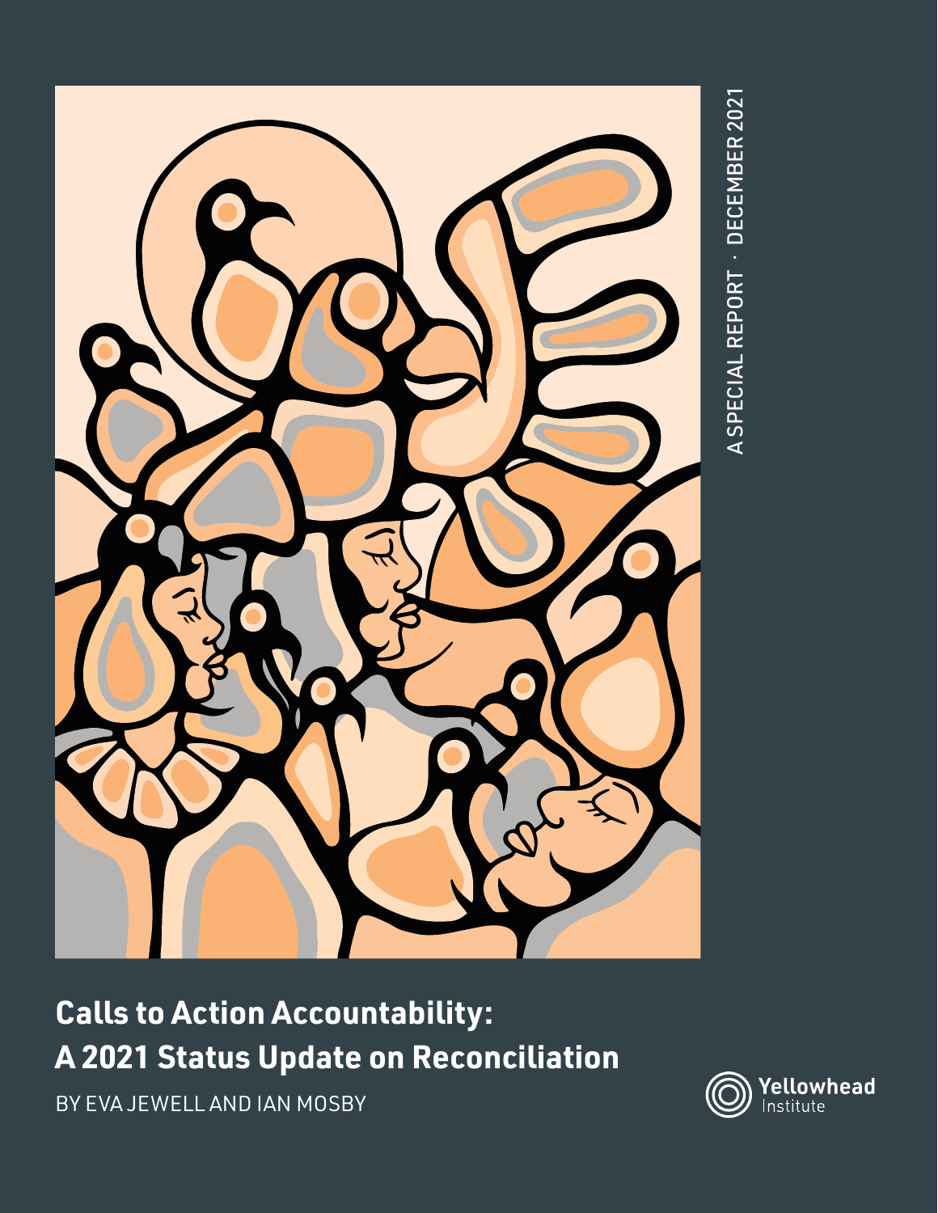A SPECIAL REPORT · DECEMBER 2021

# Calls to Action Accountability: A 2021 Status Update on Reconciliation

BY EVA JEWELL AND IAN MOSBY

Yellowhead Institute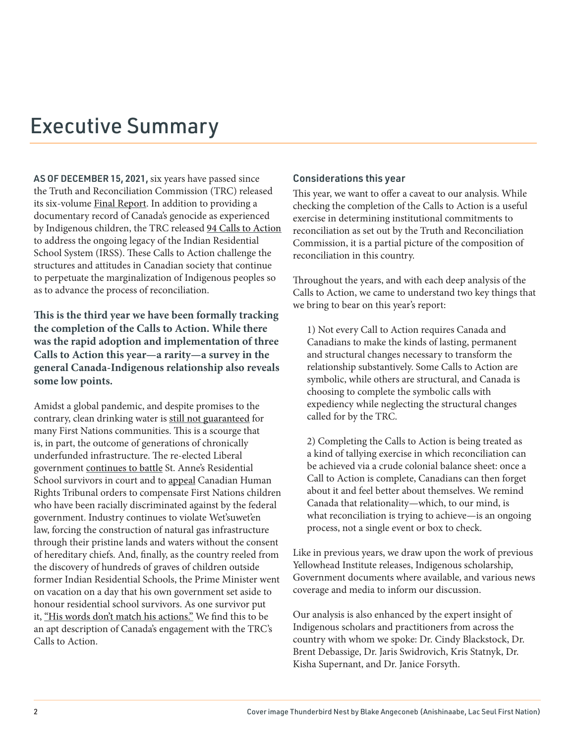# Executive Summary

**AS OF DECEMBER 15, 2021,** six years have passed since the Truth and Reconciliation Commission (TRC) released its six-volume Final Report. In addition to providing a documentary record of Canada's genocide as experienced by Indigenous children, the TRC released 94 Calls to Action to address the ongoing legacy of the Indian Residential School System (IRSS). These Calls to Action challenge the structures and attitudes in Canadian society that continue to perpetuate the marginalization of Indigenous peoples so as to advance the process of reconciliation.

**This is the third year we have been formally tracking the completion of the Calls to Action. While there was the rapid adoption and implementation of three Calls to Action this year—a rarity—a survey in the general Canada-Indigenous relationship also reveals some low points.**

Amidst a global pandemic, and despite promises to the contrary, clean drinking water is still not guaranteed for many First Nations communities. This is a scourge that is, in part, the outcome of generations of chronically underfunded infrastructure. The re-elected Liberal government continues to battle St. Anne's Residential School survivors in court and to appeal Canadian Human Rights Tribunal orders to compensate First Nations children who have been racially discriminated against by the federal government. Industry continues to violate Wet'suwet'en law, forcing the construction of natural gas infrastructure through their pristine lands and waters without the consent of hereditary chiefs. And, finally, as the country reeled from the discovery of hundreds of graves of children outside former Indian Residential Schools, the Prime Minister went on vacation on a day that his own government set aside to honour residential school survivors. As one survivor put it, "His words don't match his actions." We find this to be an apt description of Canada's engagement with the TRC's Calls to Action.

### Considerations this year

This year, we want to offer a caveat to our analysis. While checking the completion of the Calls to Action is a useful exercise in determining institutional commitments to reconciliation as set out by the Truth and Reconciliation Commission, it is a partial picture of the composition of reconciliation in this country.

Throughout the years, and with each deep analysis of the Calls to Action, we came to understand two key things that we bring to bear on this year's report:

1) Not every Call to Action requires Canada and Canadians to make the kinds of lasting, permanent and structural changes necessary to transform the relationship substantively. Some Calls to Action are symbolic, while others are structural, and Canada is choosing to complete the symbolic calls with expediency while neglecting the structural changes called for by the TRC.

2) Completing the Calls to Action is being treated as a kind of tallying exercise in which reconciliation can be achieved via a crude colonial balance sheet: once a Call to Action is complete, Canadians can then forget about it and feel better about themselves. We remind Canada that relationality—which, to our mind, is what reconciliation is trying to achieve—is an ongoing process, not a single event or box to check.

Like in previous years, we draw upon the work of previous Yellowhead Institute releases, Indigenous scholarship, Government documents where available, and various news coverage and media to inform our discussion.

Our analysis is also enhanced by the expert insight of Indigenous scholars and practitioners from across the country with whom we spoke: Dr. Cindy Blackstock, Dr. Brent Debassige, Dr. Jaris Swidrovich, Kris Statnyk, Dr. Kisha Supernant, and Dr. Janice Forsyth.

Cover image Thunderbird Nest by Blake Angeconeb (Anishinaabe, Lac Seul First Nation)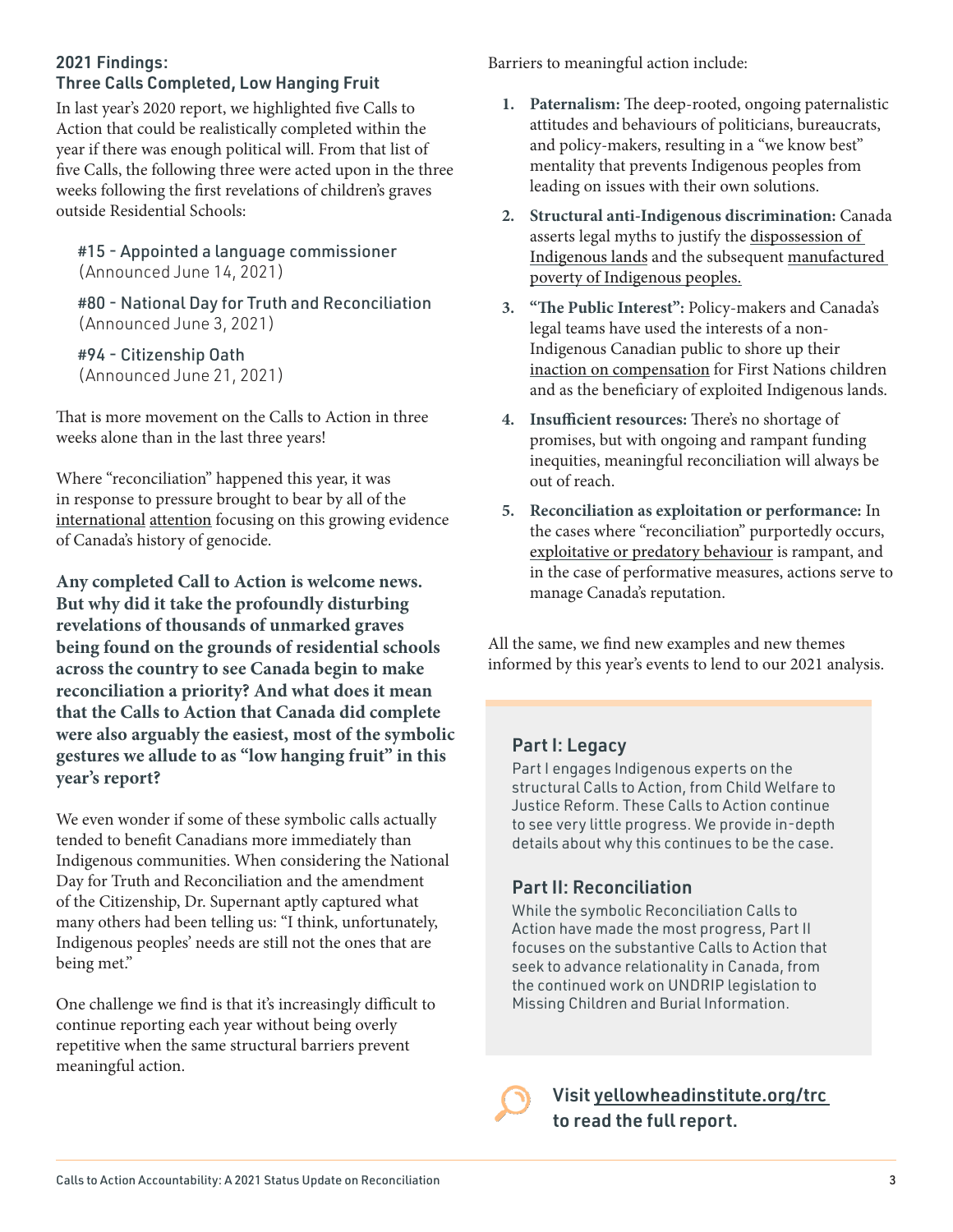## 2021 Findings: Three Calls Completed, Low Hanging Fruit

In last year's 2020 report, we highlighted five Calls to Action that could be realistically completed within the year if there was enough political will. From that list of five Calls, the following three were acted upon in the three weeks following the first revelations of children's graves outside Residential Schools:

#15 - Appointed a language commissioner
(Announced June 14, 2021)

#80 - National Day for Truth and Reconciliation
(Announced June 3, 2021)

#94 - Citizenship Oath
(Announced June 21, 2021)

That is more movement on the Calls to Action in three weeks alone than in the last three years!

Where "reconciliation" happened this year, it was in response to pressure brought to bear by all of the international attention focusing on this growing evidence of Canada's history of genocide.

**Any completed Call to Action is welcome news. But why did it take the profoundly disturbing revelations of thousands of unmarked graves being found on the grounds of residential schools across the country to see Canada begin to make reconciliation a priority? And what does it mean that the Calls to Action that Canada did complete were also arguably the easiest, most of the symbolic gestures we allude to as "low hanging fruit" in this year's report?**

We even wonder if some of these symbolic calls actually tended to benefit Canadians more immediately than Indigenous communities. When considering the National Day for Truth and Reconciliation and the amendment of the Citizenship, Dr. Supernant aptly captured what many others had been telling us: "I think, unfortunately, Indigenous peoples' needs are still not the ones that are being met."

One challenge we find is that it's increasingly difficult to continue reporting each year without being overly repetitive when the same structural barriers prevent meaningful action.

Barriers to meaningful action include:

1. **Paternalism:** The deep-rooted, ongoing paternalistic attitudes and behaviours of politicians, bureaucrats, and policy-makers, resulting in a "we know best" mentality that prevents Indigenous peoples from leading on issues with their own solutions.
2. **Structural anti-Indigenous discrimination:** Canada asserts legal myths to justify the dispossession of Indigenous lands and the subsequent manufactured poverty of Indigenous peoples.
3. **"The Public Interest":** Policy-makers and Canada's legal teams have used the interests of a non-Indigenous Canadian public to shore up their inaction on compensation for First Nations children and as the beneficiary of exploited Indigenous lands.
4. **Insufficient resources:** There's no shortage of promises, but with ongoing and rampant funding inequities, meaningful reconciliation will always be out of reach.
5. **Reconciliation as exploitation or performance:** In the cases where "reconciliation" purportedly occurs, exploitative or predatory behaviour is rampant, and in the case of performative measures, actions serve to manage Canada's reputation.

All the same, we find new examples and new themes informed by this year's events to lend to our 2021 analysis.

### Part I: Legacy

Part I engages Indigenous experts on the structural Calls to Action, from Child Welfare to Justice Reform. These Calls to Action continue to see very little progress. We provide in-depth details about why this continues to be the case.

### Part II: Reconciliation

While the symbolic Reconciliation Calls to Action have made the most progress, Part II focuses on the substantive Calls to Action that seek to advance relationality in Canada, from the continued work on UNDRIP legislation to Missing Children and Burial Information.

**Visit yellowheadinstitute.org/trc to read the full report.**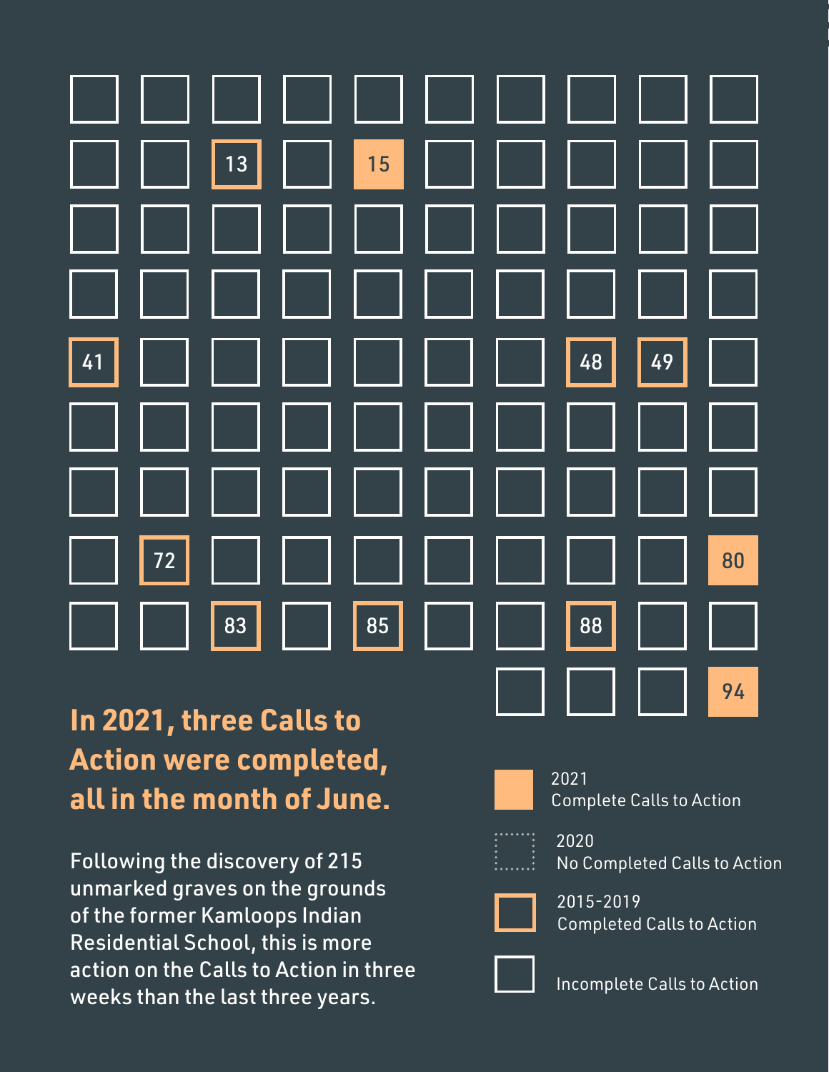13 15 41 48 49 72 80 83 85 88 94

## In 2021, three Calls to Action were completed, all in the month of June.

Following the discovery of 215 unmarked graves on the grounds of the former Kamloops Indian Residential School, this is more action on the Calls to Action in three weeks than the last three years.

- 2021 Complete Calls to Action
- 2020 No Completed Calls to Action
- 2015-2019 Completed Calls to Action
- Incomplete Calls to Action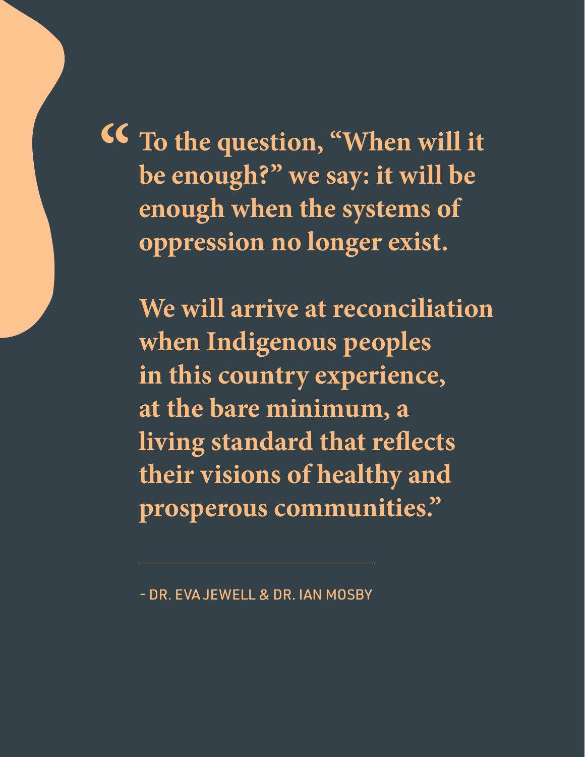> **“To the question, “When will it be enough?” we say: it will be enough when the systems of oppression no longer exist.**
>
> **We will arrive at reconciliation when Indigenous peoples in this country experience, at the bare minimum, a living standard that reflects their visions of healthy and prosperous communities.”**

---

- DR. EVA JEWELL & DR. IAN MOSBY